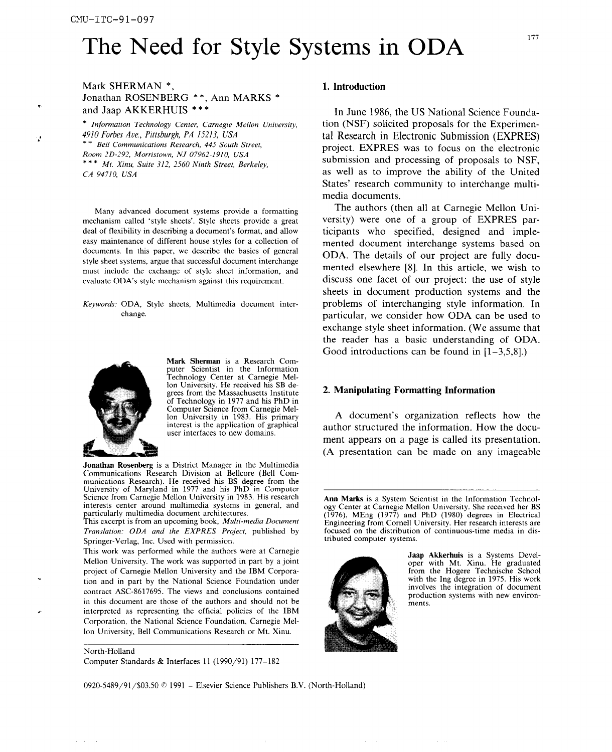CMU-ITC-91-097

# The Need for Style Systems in ODA

Mark SHERMAN *, Jonathan ROSENBERG **, Ann MARKS * and Jaap AKKERHUIS ***

\* *Information Technology Center, Carnegie Mellon University, 4910 Forbes Ave., Pittsburgh, PA 15213, USA*
\*\* *Bell Communications Research, 445 South Street, Room 2D-292, Morristown, NJ 07962-1910, USA*
\*\*\* *Mt. Xinu, Suite 312, 2560 Ninth Street, Berkeley, CA 94710, USA*

Many advanced document systems provide a formatting mechanism called 'style sheets'. Style sheets provide a great deal of flexibility in describing a document's format, and allow easy maintenance of different house styles for a collection of documents. In this paper, we describe the basics of general style sheet systems, argue that successful document interchange must include the exchange of style sheet information, and evaluate ODA's style mechanism against this requirement.

*Keywords:* ODA, Style sheets, Multimedia document interchange.

**Mark Sherman** is a Research Computer Scientist in the Information Technology Center at Carnegie Mellon University. He received his SB degrees from the Massachusetts Institute of Technology in 1977 and his PhD in Computer Science from Carnegie Mellon University in 1983. His primary interest is the application of graphical user interfaces to new domains.

**Jonathan Rosenberg** is a District Manager in the Multimedia Communications Research Division at Bellcore (Bell Communications Research). He received his BS degree from the University of Maryland in 1977 and his PhD in Computer Science from Carnegie Mellon University in 1983. His research interests center around multimedia systems in general, and particularly multimedia document architectures.

This excerpt is from an upcoming book, *Multi-media Document Translation: ODA and the EXPRES Project*, published by Springer-Verlag, Inc. Used with permission.

This work was performed while the authors were at Carnegie Mellon University. The work was supported in part by a joint project of Carnegie Mellon University and the IBM Corporation and in part by the National Science Foundation under contract ASC-8617695. The views and conclusions contained in this document are those of the authors and should not be interpreted as representing the official policies of the IBM Corporation, the National Science Foundation, Carnegie Mellon University, Bell Communications Research or Mt. Xinu.

North-Holland
Computer Standards & Interfaces 11 (1990/91) 177–182

0920-5489/91/$03.50 © 1991 – Elsevier Science Publishers B.V. (North-Holland)

## 1. Introduction

In June 1986, the US National Science Foundation (NSF) solicited proposals for the Experimental Research in Electronic Submission (EXPRES) project. EXPRES was to focus on the electronic submission and processing of proposals to NSF, as well as to improve the ability of the United States' research community to interchange multimedia documents.

The authors (then all at Carnegie Mellon University) were one of a group of EXPRES participants who specified, designed and implemented document interchange systems based on ODA. The details of our project are fully documented elsewhere [8]. In this article, we wish to discuss one facet of our project: the use of style sheets in document production systems and the problems of interchanging style information. In particular, we consider how ODA can be used to exchange style sheet information. (We assume that the reader has a basic understanding of ODA. Good introductions can be found in [1–3,5,8].)

## 2. Manipulating Formatting Information

A document's organization reflects how the author structured the information. How the document appears on a page is called its presentation. (A presentation can be made on any imageable

**Ann Marks** is a System Scientist in the Information Technology Center at Carnegie Mellon University. She received her BS (1976), MEng (1977) and PhD (1980) degrees in Electrical Engineering from Cornell University. Her research interests are focused on the distribution of continuous-time media in distributed computer systems.

**Jaap Akkerhuis** is a Systems Developer with Mt. Xinu. He graduated from the Hogere Technische School with the Ing degree in 1975. His work involves the integration of document production systems with new environments.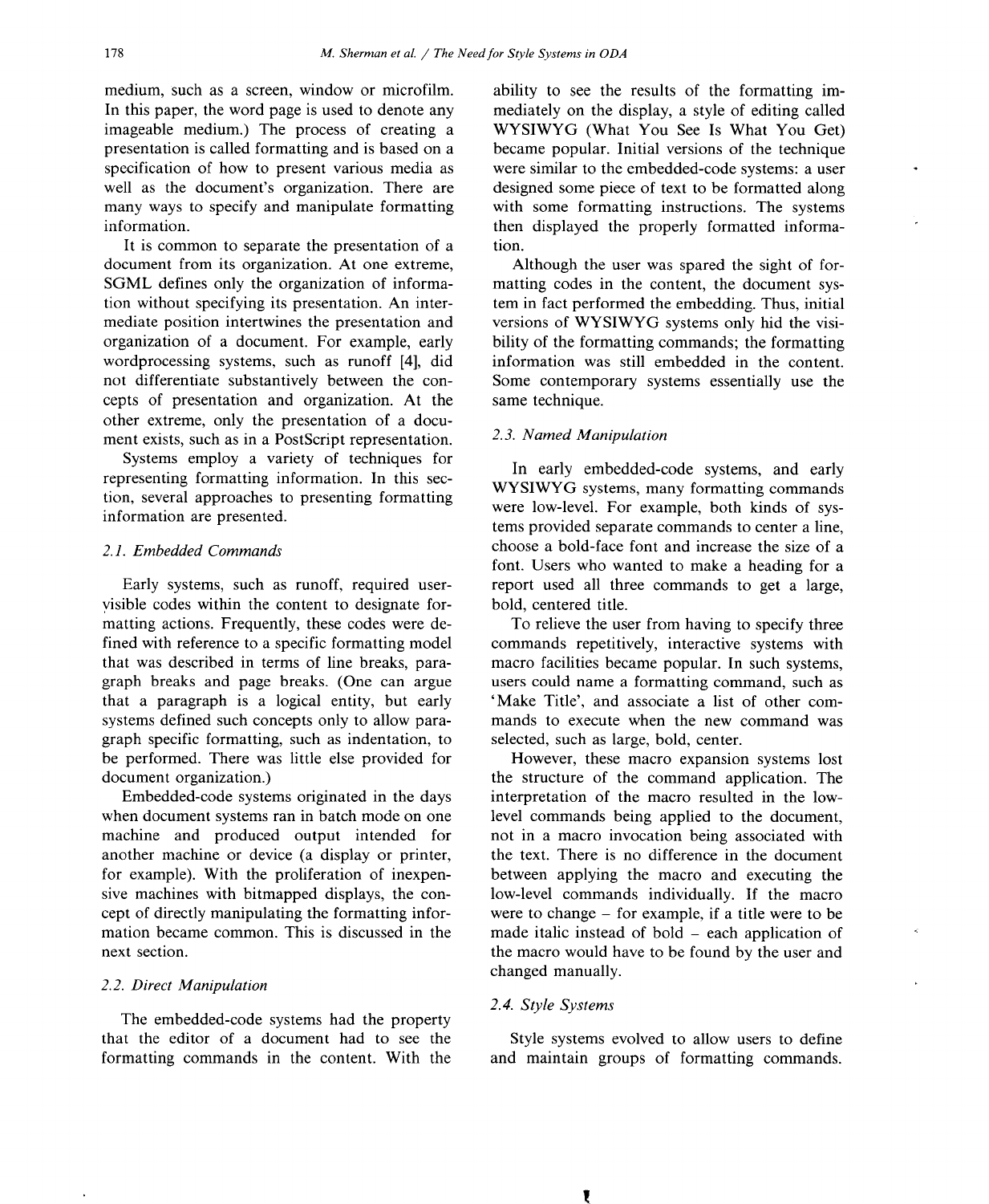medium, such as a screen, window or microfilm. In this paper, the word page is used to denote any imageable medium.) The process of creating a presentation is called formatting and is based on a specification of how to present various media as well as the document's organization. There are many ways to specify and manipulate formatting information.

It is common to separate the presentation of a document from its organization. At one extreme, SGML defines only the organization of information without specifying its presentation. An intermediate position intertwines the presentation and organization of a document. For example, early wordprocessing systems, such as runoff [4], did not differentiate substantively between the concepts of presentation and organization. At the other extreme, only the presentation of a document exists, such as in a PostScript representation.

Systems employ a variety of techniques for representing formatting information. In this section, several approaches to presenting formatting information are presented.

### *2.1. Embedded Commands*

Early systems, such as runoff, required user-visible codes within the content to designate formatting actions. Frequently, these codes were defined with reference to a specific formatting model that was described in terms of line breaks, paragraph breaks and page breaks. (One can argue that a paragraph is a logical entity, but early systems defined such concepts only to allow paragraph specific formatting, such as indentation, to be performed. There was little else provided for document organization.)

Embedded-code systems originated in the days when document systems ran in batch mode on one machine and produced output intended for another machine or device (a display or printer, for example). With the proliferation of inexpensive machines with bitmapped displays, the concept of directly manipulating the formatting information became common. This is discussed in the next section.

### *2.2. Direct Manipulation*

The embedded-code systems had the property that the editor of a document had to see the formatting commands in the content. With the ability to see the results of the formatting immediately on the display, a style of editing called WYSIWYG (What You See Is What You Get) became popular. Initial versions of the technique were similar to the embedded-code systems: a user designed some piece of text to be formatted along with some formatting instructions. The systems then displayed the properly formatted information.

Although the user was spared the sight of formatting codes in the content, the document system in fact performed the embedding. Thus, initial versions of WYSIWYG systems only hid the visibility of the formatting commands; the formatting information was still embedded in the content. Some contemporary systems essentially use the same technique.

### *2.3. Named Manipulation*

In early embedded-code systems, and early WYSIWYG systems, many formatting commands were low-level. For example, both kinds of systems provided separate commands to center a line, choose a bold-face font and increase the size of a font. Users who wanted to make a heading for a report used all three commands to get a large, bold, centered title.

To relieve the user from having to specify three commands repetitively, interactive systems with macro facilities became popular. In such systems, users could name a formatting command, such as 'Make Title', and associate a list of other commands to execute when the new command was selected, such as large, bold, center.

However, these macro expansion systems lost the structure of the command application. The interpretation of the macro resulted in the low-level commands being applied to the document, not in a macro invocation being associated with the text. There is no difference in the document between applying the macro and executing the low-level commands individually. If the macro were to change – for example, if a title were to be made italic instead of bold – each application of the macro would have to be found by the user and changed manually.

### *2.4. Style Systems*

Style systems evolved to allow users to define and maintain groups of formatting commands.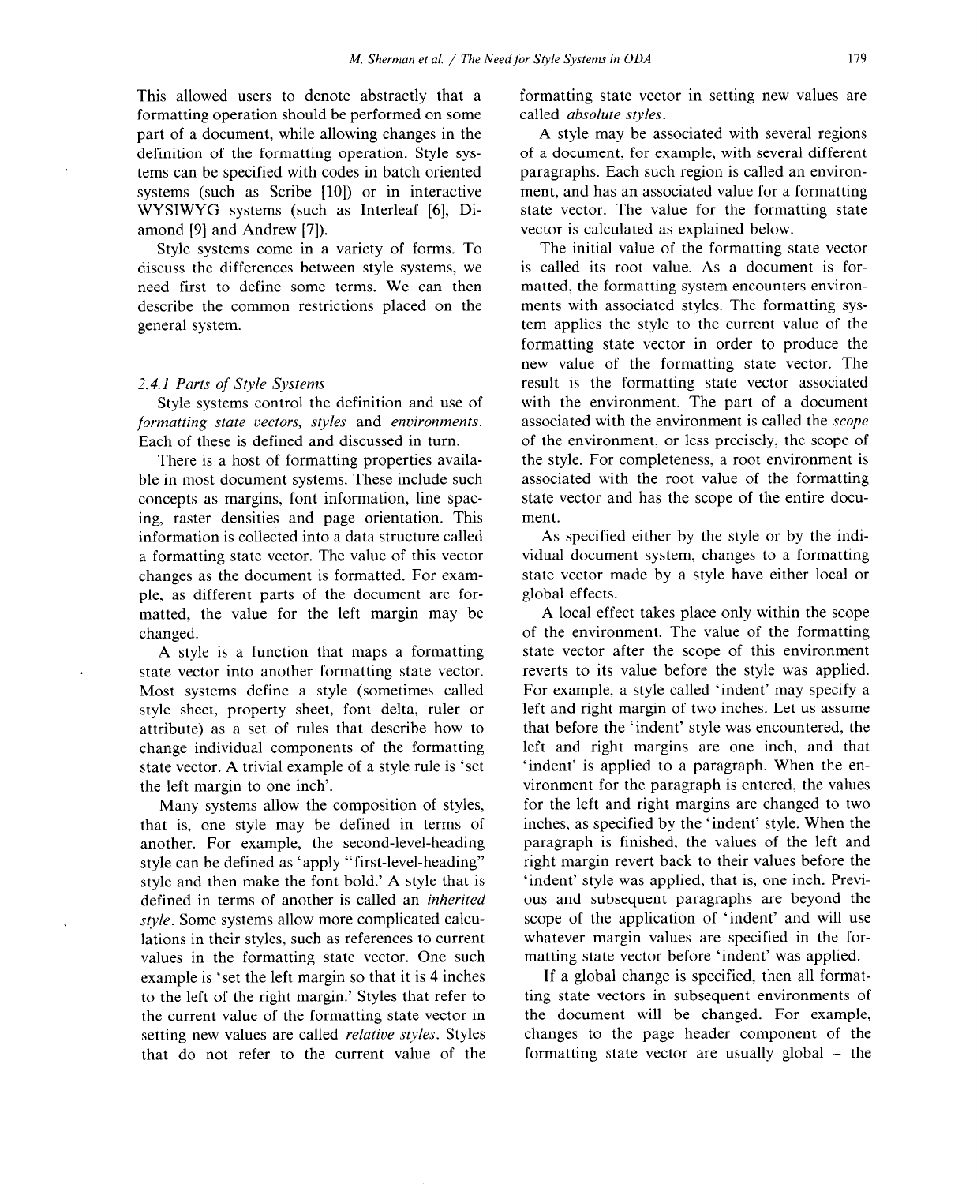This allowed users to denote abstractly that a formatting operation should be performed on some part of a document, while allowing changes in the definition of the formatting operation. Style systems can be specified with codes in batch oriented systems (such as Scribe [10]) or in interactive WYSIWYG systems (such as Interleaf [6], Diamond [9] and Andrew [7]).

Style systems come in a variety of forms. To discuss the differences between style systems, we need first to define some terms. We can then describe the common restrictions placed on the general system.

### *2.4.1 Parts of Style Systems*

Style systems control the definition and use of *formatting state vectors, styles* and *environments*. Each of these is defined and discussed in turn.

There is a host of formatting properties available in most document systems. These include such concepts as margins, font information, line spacing, raster densities and page orientation. This information is collected into a data structure called a formatting state vector. The value of this vector changes as the document is formatted. For example, as different parts of the document are formatted, the value for the left margin may be changed.

A style is a function that maps a formatting state vector into another formatting state vector. Most systems define a style (sometimes called style sheet, property sheet, font delta, ruler or attribute) as a set of rules that describe how to change individual components of the formatting state vector. A trivial example of a style rule is 'set the left margin to one inch'.

Many systems allow the composition of styles, that is, one style may be defined in terms of another. For example, the second-level-heading style can be defined as 'apply "first-level-heading" style and then make the font bold.' A style that is defined in terms of another is called an *inherited style*. Some systems allow more complicated calculations in their styles, such as references to current values in the formatting state vector. One such example is 'set the left margin so that it is 4 inches to the left of the right margin.' Styles that refer to the current value of the formatting state vector in setting new values are called *relative styles*. Styles that do not refer to the current value of the formatting state vector in setting new values are called *absolute styles*.

A style may be associated with several regions of a document, for example, with several different paragraphs. Each such region is called an environment, and has an associated value for a formatting state vector. The value for the formatting state vector is calculated as explained below.

The initial value of the formatting state vector is called its root value. As a document is formatted, the formatting system encounters environments with associated styles. The formatting system applies the style to the current value of the formatting state vector in order to produce the new value of the formatting state vector. The result is the formatting state vector associated with the environment. The part of a document associated with the environment is called the *scope* of the environment, or less precisely, the scope of the style. For completeness, a root environment is associated with the root value of the formatting state vector and has the scope of the entire document.

As specified either by the style or by the individual document system, changes to a formatting state vector made by a style have either local or global effects.

A local effect takes place only within the scope of the environment. The value of the formatting state vector after the scope of this environment reverts to its value before the style was applied. For example, a style called 'indent' may specify a left and right margin of two inches. Let us assume that before the 'indent' style was encountered, the left and right margins are one inch, and that 'indent' is applied to a paragraph. When the environment for the paragraph is entered, the values for the left and right margins are changed to two inches, as specified by the 'indent' style. When the paragraph is finished, the values of the left and right margin revert back to their values before the 'indent' style was applied, that is, one inch. Previous and subsequent paragraphs are beyond the scope of the application of 'indent' and will use whatever margin values are specified in the formatting state vector before 'indent' was applied.

If a global change is specified, then all formatting state vectors in subsequent environments of the document will be changed. For example, changes to the page header component of the formatting state vector are usually global – the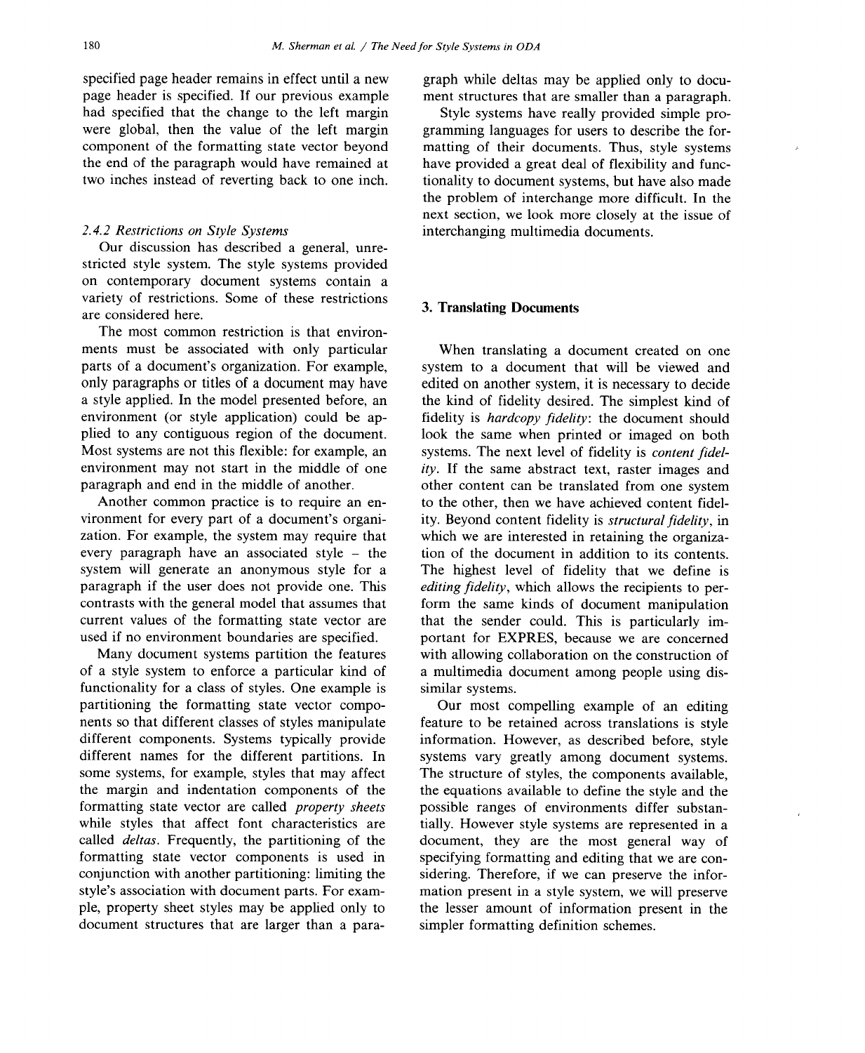specified page header remains in effect until a new page header is specified. If our previous example had specified that the change to the left margin were global, then the value of the left margin component of the formatting state vector beyond the end of the paragraph would have remained at two inches instead of reverting back to one inch.

### *2.4.2 Restrictions on Style Systems*

Our discussion has described a general, unrestricted style system. The style systems provided on contemporary document systems contain a variety of restrictions. Some of these restrictions are considered here.

The most common restriction is that environments must be associated with only particular parts of a document's organization. For example, only paragraphs or titles of a document may have a style applied. In the model presented before, an environment (or style application) could be applied to any contiguous region of the document. Most systems are not this flexible: for example, an environment may not start in the middle of one paragraph and end in the middle of another.

Another common practice is to require an environment for every part of a document's organization. For example, the system may require that every paragraph have an associated style – the system will generate an anonymous style for a paragraph if the user does not provide one. This contrasts with the general model that assumes that current values of the formatting state vector are used if no environment boundaries are specified.

Many document systems partition the features of a style system to enforce a particular kind of functionality for a class of styles. One example is partitioning the formatting state vector components so that different classes of styles manipulate different components. Systems typically provide different names for the different partitions. In some systems, for example, styles that may affect the margin and indentation components of the formatting state vector are called *property sheets* while styles that affect font characteristics are called *deltas*. Frequently, the partitioning of the formatting state vector components is used in conjunction with another partitioning: limiting the style's association with document parts. For example, property sheet styles may be applied only to document structures that are larger than a paragraph while deltas may be applied only to document structures that are smaller than a paragraph.

Style systems have really provided simple programming languages for users to describe the formatting of their documents. Thus, style systems have provided a great deal of flexibility and functionality to document systems, but have also made the problem of interchange more difficult. In the next section, we look more closely at the issue of interchanging multimedia documents.

## 3. Translating Documents

When translating a document created on one system to a document that will be viewed and edited on another system, it is necessary to decide the kind of fidelity desired. The simplest kind of fidelity is *hardcopy fidelity*: the document should look the same when printed or imaged on both systems. The next level of fidelity is *content fidelity*. If the same abstract text, raster images and other content can be translated from one system to the other, then we have achieved content fidelity. Beyond content fidelity is *structural fidelity*, in which we are interested in retaining the organization of the document in addition to its contents. The highest level of fidelity that we define is *editing fidelity*, which allows the recipients to perform the same kinds of document manipulation that the sender could. This is particularly important for EXPRES, because we are concerned with allowing collaboration on the construction of a multimedia document among people using dissimilar systems.

Our most compelling example of an editing feature to be retained across translations is style information. However, as described before, style systems vary greatly among document systems. The structure of styles, the components available, the equations available to define the style and the possible ranges of environments differ substantially. However style systems are represented in a document, they are the most general way of specifying formatting and editing that we are considering. Therefore, if we can preserve the information present in a style system, we will preserve the lesser amount of information present in the simpler formatting definition schemes.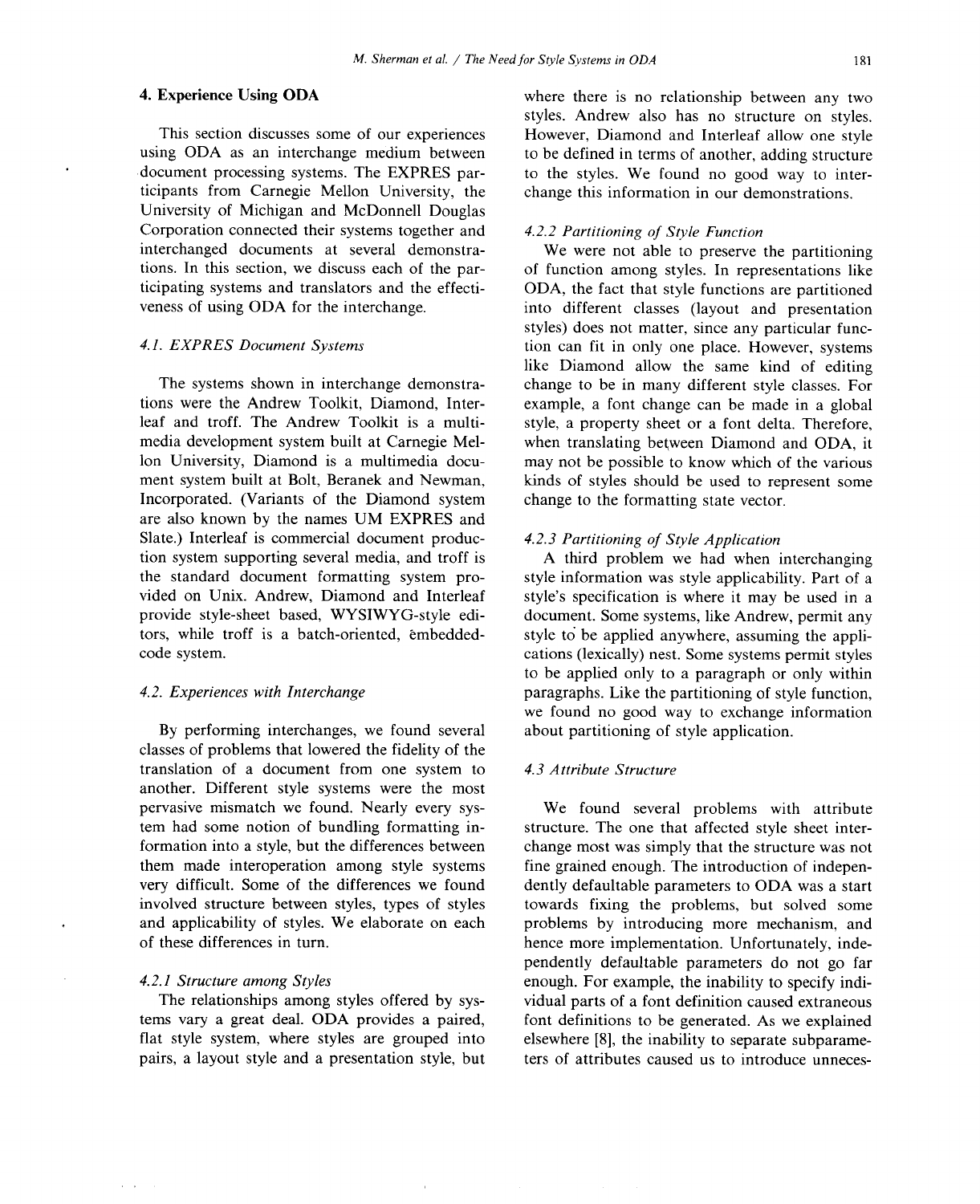## 4. Experience Using ODA

This section discusses some of our experiences using ODA as an interchange medium between document processing systems. The EXPRES participants from Carnegie Mellon University, the University of Michigan and McDonnell Douglas Corporation connected their systems together and interchanged documents at several demonstrations. In this section, we discuss each of the participating systems and translators and the effectiveness of using ODA for the interchange.

### *4.1. EXPRES Document Systems*

The systems shown in interchange demonstrations were the Andrew Toolkit, Diamond, Interleaf and troff. The Andrew Toolkit is a multimedia development system built at Carnegie Mellon University, Diamond is a multimedia document system built at Bolt, Beranek and Newman, Incorporated. (Variants of the Diamond system are also known by the names UM EXPRES and Slate.) Interleaf is commercial document production system supporting several media, and troff is the standard document formatting system provided on Unix. Andrew, Diamond and Interleaf provide style-sheet based, WYSIWYG-style editors, while troff is a batch-oriented, embedded-code system.

### *4.2. Experiences with Interchange*

By performing interchanges, we found several classes of problems that lowered the fidelity of the translation of a document from one system to another. Different style systems were the most pervasive mismatch we found. Nearly every system had some notion of bundling formatting information into a style, but the differences between them made interoperation among style systems very difficult. Some of the differences we found involved structure between styles, types of styles and applicability of styles. We elaborate on each of these differences in turn.

#### *4.2.1 Structure among Styles*

The relationships among styles offered by systems vary a great deal. ODA provides a paired, flat style system, where styles are grouped into pairs, a layout style and a presentation style, but where there is no relationship between any two styles. Andrew also has no structure on styles. However, Diamond and Interleaf allow one style to be defined in terms of another, adding structure to the styles. We found no good way to interchange this information in our demonstrations.

#### *4.2.2 Partitioning of Style Function*

We were not able to preserve the partitioning of function among styles. In representations like ODA, the fact that style functions are partitioned into different classes (layout and presentation styles) does not matter, since any particular function can fit in only one place. However, systems like Diamond allow the same kind of editing change to be in many different style classes. For example, a font change can be made in a global style, a property sheet or a font delta. Therefore, when translating between Diamond and ODA, it may not be possible to know which of the various kinds of styles should be used to represent some change to the formatting state vector.

#### *4.2.3 Partitioning of Style Application*

A third problem we had when interchanging style information was style applicability. Part of a style's specification is where it may be used in a document. Some systems, like Andrew, permit any style to be applied anywhere, assuming the applications (lexically) nest. Some systems permit styles to be applied only to a paragraph or only within paragraphs. Like the partitioning of style function, we found no good way to exchange information about partitioning of style application.

### *4.3 Attribute Structure*

We found several problems with attribute structure. The one that affected style sheet interchange most was simply that the structure was not fine grained enough. The introduction of independently defaultable parameters to ODA was a start towards fixing the problems, but solved some problems by introducing more mechanism, and hence more implementation. Unfortunately, independently defaultable parameters do not go far enough. For example, the inability to specify individual parts of a font definition caused extraneous font definitions to be generated. As we explained elsewhere [8], the inability to separate subparameters of attributes caused us to introduce unneces-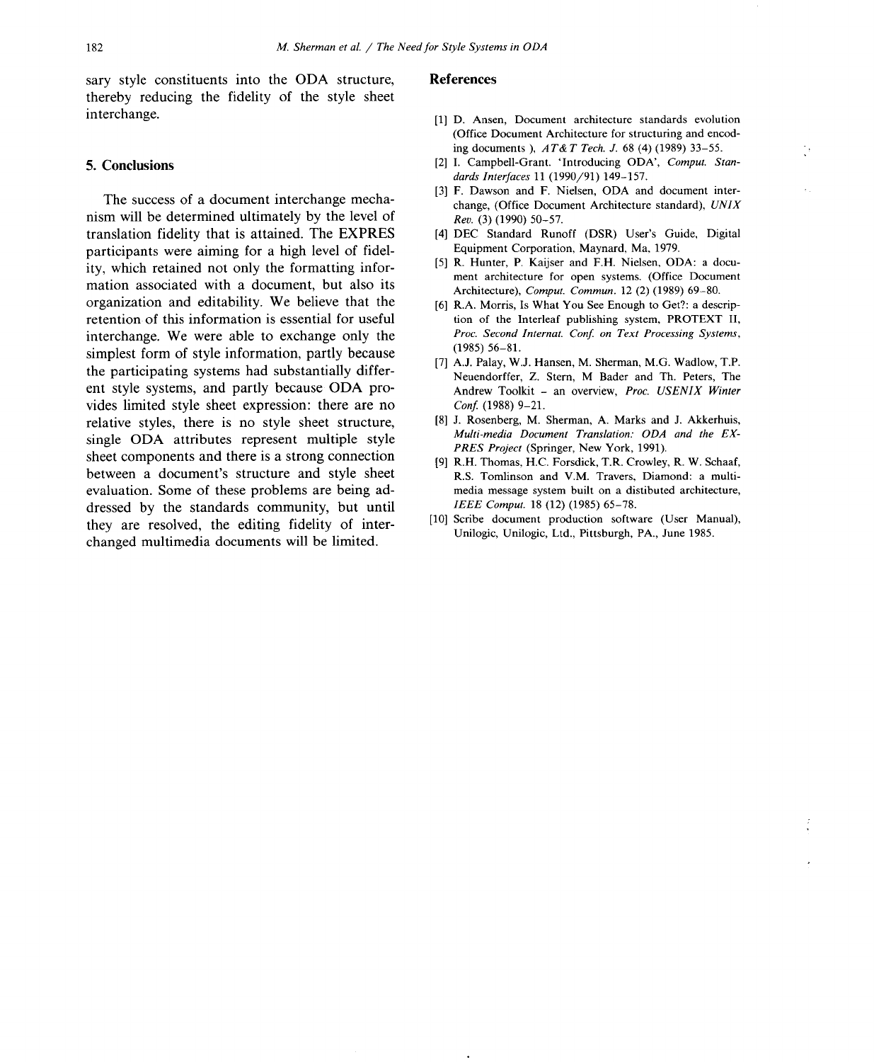sary style constituents into the ODA structure, thereby reducing the fidelity of the style sheet interchange.

## 5. Conclusions

The success of a document interchange mechanism will be determined ultimately by the level of translation fidelity that is attained. The EXPRES participants were aiming for a high level of fidelity, which retained not only the formatting information associated with a document, but also its organization and editability. We believe that the retention of this information is essential for useful interchange. We were able to exchange only the simplest form of style information, partly because the participating systems had substantially different style systems, and partly because ODA provides limited style sheet expression: there are no relative styles, there is no style sheet structure, single ODA attributes represent multiple style sheet components and there is a strong connection between a document's structure and style sheet evaluation. Some of these problems are being addressed by the standards community, but until they are resolved, the editing fidelity of interchanged multimedia documents will be limited.

## References

[1] D. Ansen, Document architecture standards evolution (Office Document Architecture for structuring and encoding documents ), *AT&T Tech. J.* 68 (4) (1989) 33–55.

[2] I. Campbell-Grant. 'Introducing ODA', *Comput. Standards Interfaces* 11 (1990/91) 149–157.

[3] F. Dawson and F. Nielsen, ODA and document interchange, (Office Document Architecture standard), *UNIX Rev.* (3) (1990) 50–57.

[4] DEC Standard Runoff (DSR) User's Guide, Digital Equipment Corporation, Maynard, Ma, 1979.

[5] R. Hunter, P. Kaijser and F.H. Nielsen, ODA: a document architecture for open systems. (Office Document Architecture), *Comput. Commun.* 12 (2) (1989) 69–80.

[6] R.A. Morris, Is What You See Enough to Get?: a description of the Interleaf publishing system, PROTEXT II, *Proc. Second Internat. Conf. on Text Processing Systems*, (1985) 56–81.

[7] A.J. Palay, W.J. Hansen, M. Sherman, M.G. Wadlow, T.P. Neuendorffer, Z. Stern, M Bader and Th. Peters, The Andrew Toolkit – an overview, *Proc. USENIX Winter Conf.* (1988) 9–21.

[8] J. Rosenberg, M. Sherman, A. Marks and J. Akkerhuis, *Multi-media Document Translation: ODA and the EXPRES Project* (Springer, New York, 1991).

[9] R.H. Thomas, H.C. Forsdick, T.R. Crowley, R. W. Schaaf, R.S. Tomlinson and V.M. Travers, Diamond: a multimedia message system built on a distibuted architecture, *IEEE Comput.* 18 (12) (1985) 65–78.

[10] Scribe document production software (User Manual), Unilogic, Unilogic, Ltd., Pittsburgh, PA., June 1985.